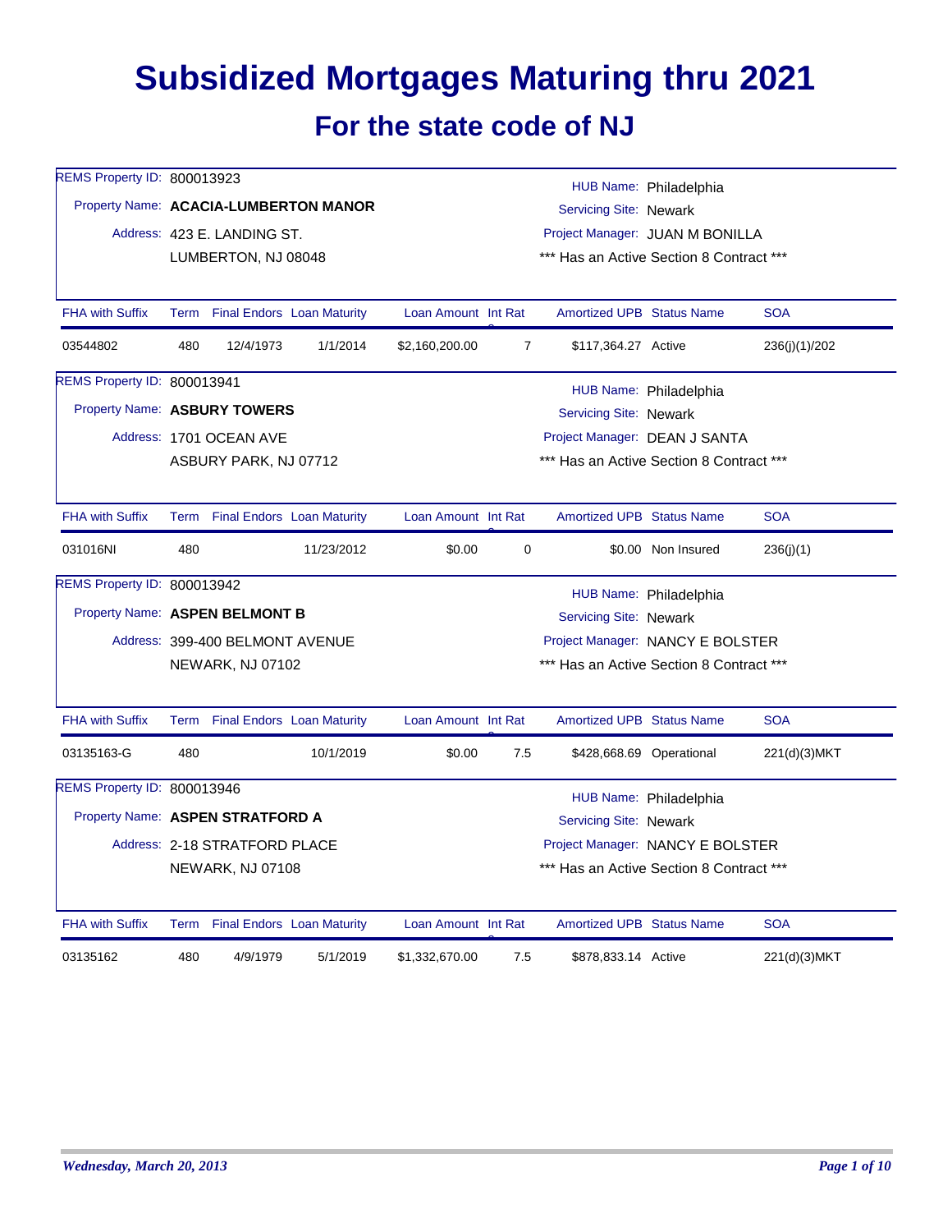# Subsidized Mortgages Maturing thru 2021

## For the state code of NJ

REMS Property ID: 800013923
Property Name: **ACACIA-LUMBERTON MANOR**
Address: 423 E. LANDING ST.
LUMBERTON, NJ 08048

HUB Name: Philadelphia
Servicing Site: Newark
Project Manager: JUAN M BONILLA
*** Has an Active Section 8 Contract ***

| FHA with Suffix | Term | Final Endors | Loan Maturity | Loan Amount | Int Rate | Amortized UPB | Status Name | SOA |
|---|---|---|---|---|---|---|---|---|
| 03544802 | 480 | 12/4/1973 | 1/1/2014 | $2,160,200.00 | 7 | $117,364.27 | Active | 236(j)(1)/202 |

REMS Property ID: 800013941
Property Name: **ASBURY TOWERS**
Address: 1701 OCEAN AVE
ASBURY PARK, NJ 07712

HUB Name: Philadelphia
Servicing Site: Newark
Project Manager: DEAN J SANTA
*** Has an Active Section 8 Contract ***

| FHA with Suffix | Term | Final Endors | Loan Maturity | Loan Amount | Int Rate | Amortized UPB | Status Name | SOA |
|---|---|---|---|---|---|---|---|---|
| 031016NI | 480 | | 11/23/2012 | $0.00 | 0 | $0.00 | Non Insured | 236(j)(1) |

REMS Property ID: 800013942
Property Name: **ASPEN BELMONT B**
Address: 399-400 BELMONT AVENUE
NEWARK, NJ 07102

HUB Name: Philadelphia
Servicing Site: Newark
Project Manager: NANCY E BOLSTER
*** Has an Active Section 8 Contract ***

| FHA with Suffix | Term | Final Endors | Loan Maturity | Loan Amount | Int Rate | Amortized UPB | Status Name | SOA |
|---|---|---|---|---|---|---|---|---|
| 03135163-G | 480 | | 10/1/2019 | $0.00 | 7.5 | $428,668.69 | Operational | 221(d)(3)MKT |

REMS Property ID: 800013946
Property Name: **ASPEN STRATFORD A**
Address: 2-18 STRATFORD PLACE
NEWARK, NJ 07108

HUB Name: Philadelphia
Servicing Site: Newark
Project Manager: NANCY E BOLSTER
*** Has an Active Section 8 Contract ***

| FHA with Suffix | Term | Final Endors | Loan Maturity | Loan Amount | Int Rate | Amortized UPB | Status Name | SOA |
|---|---|---|---|---|---|---|---|---|
| 03135162 | 480 | 4/9/1979 | 5/1/2019 | $1,332,670.00 | 7.5 | $878,833.14 | Active | 221(d)(3)MKT |

*Wednesday, March 20, 2013*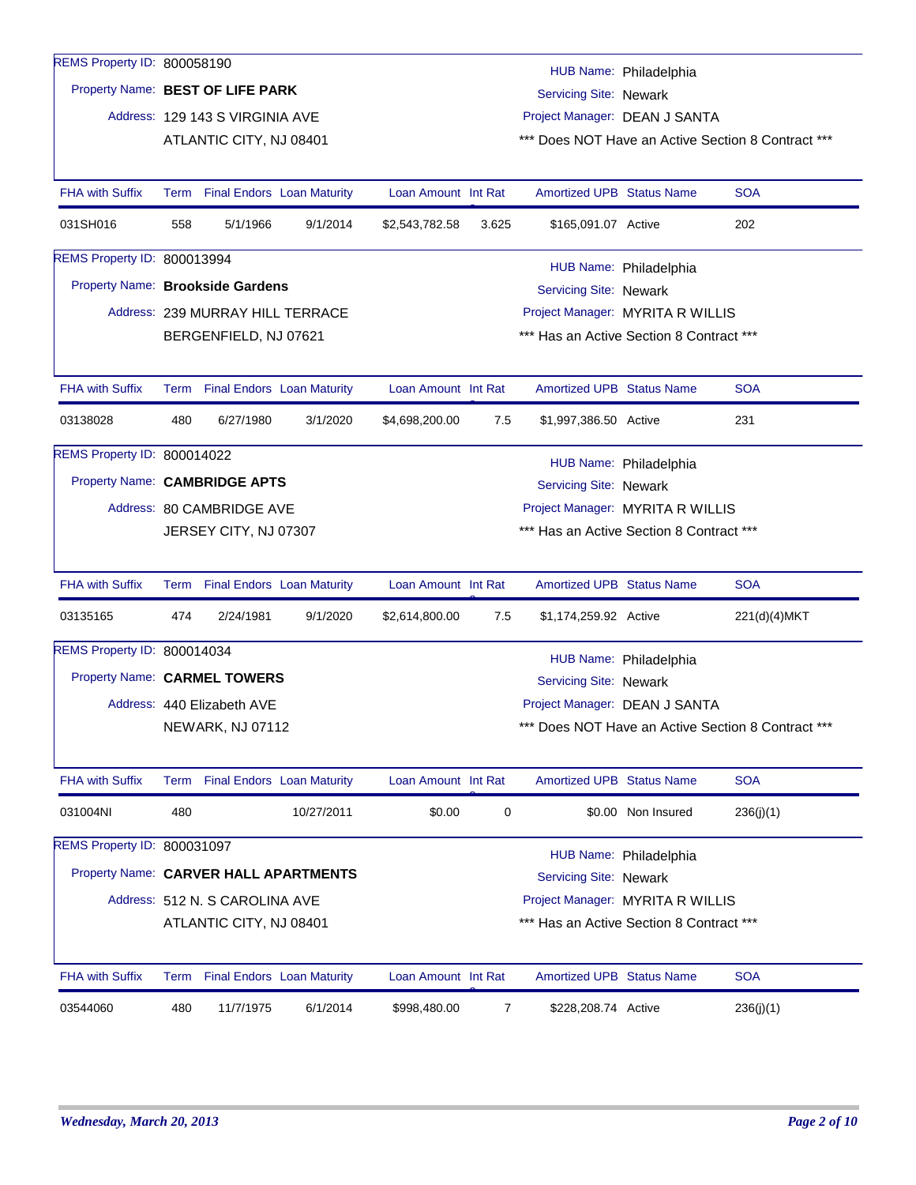REMS Property ID: 800058190
Property Name: **BEST OF LIFE PARK**
Address: 129 143 S VIRGINIA AVE
ATLANTIC CITY, NJ 08401

HUB Name: Philadelphia
Servicing Site: Newark
Project Manager: DEAN J SANTA
*** Does NOT Have an Active Section 8 Contract ***

| FHA with Suffix | Term | Final Endors | Loan Maturity | Loan Amount | Int Rate | Amortized UPB | Status Name | SOA |
|---|---|---|---|---|---|---|---|---|
| 031SH016 | 558 | 5/1/1966 | 9/1/2014 | $2,543,782.58 | 3.625 | $165,091.07 | Active | 202 |

REMS Property ID: 800013994
Property Name: **Brookside Gardens**
Address: 239 MURRAY HILL TERRACE
BERGENFIELD, NJ 07621

HUB Name: Philadelphia
Servicing Site: Newark
Project Manager: MYRITA R WILLIS
*** Has an Active Section 8 Contract ***

| FHA with Suffix | Term | Final Endors | Loan Maturity | Loan Amount | Int Rate | Amortized UPB | Status Name | SOA |
|---|---|---|---|---|---|---|---|---|
| 03138028 | 480 | 6/27/1980 | 3/1/2020 | $4,698,200.00 | 7.5 | $1,997,386.50 | Active | 231 |

REMS Property ID: 800014022
Property Name: **CAMBRIDGE APTS**
Address: 80 CAMBRIDGE AVE
JERSEY CITY, NJ 07307

HUB Name: Philadelphia
Servicing Site: Newark
Project Manager: MYRITA R WILLIS
*** Has an Active Section 8 Contract ***

| FHA with Suffix | Term | Final Endors | Loan Maturity | Loan Amount | Int Rate | Amortized UPB | Status Name | SOA |
|---|---|---|---|---|---|---|---|---|
| 03135165 | 474 | 2/24/1981 | 9/1/2020 | $2,614,800.00 | 7.5 | $1,174,259.92 | Active | 221(d)(4)MKT |

REMS Property ID: 800014034
Property Name: **CARMEL TOWERS**
Address: 440 Elizabeth AVE
NEWARK, NJ 07112

HUB Name: Philadelphia
Servicing Site: Newark
Project Manager: DEAN J SANTA
*** Does NOT Have an Active Section 8 Contract ***

| FHA with Suffix | Term | Final Endors | Loan Maturity | Loan Amount | Int Rate | Amortized UPB | Status Name | SOA |
|---|---|---|---|---|---|---|---|---|
| 031004NI | 480 | | 10/27/2011 | $0.00 | 0 | $0.00 | Non Insured | 236(j)(1) |

REMS Property ID: 800031097
Property Name: **CARVER HALL APARTMENTS**
Address: 512 N. S CAROLINA AVE
ATLANTIC CITY, NJ 08401

HUB Name: Philadelphia
Servicing Site: Newark
Project Manager: MYRITA R WILLIS
*** Has an Active Section 8 Contract ***

| FHA with Suffix | Term | Final Endors | Loan Maturity | Loan Amount | Int Rate | Amortized UPB | Status Name | SOA |
|---|---|---|---|---|---|---|---|---|
| 03544060 | 480 | 11/7/1975 | 6/1/2014 | $998,480.00 | 7 | $228,208.74 | Active | 236(j)(1) |

*Wednesday, March 20, 2013*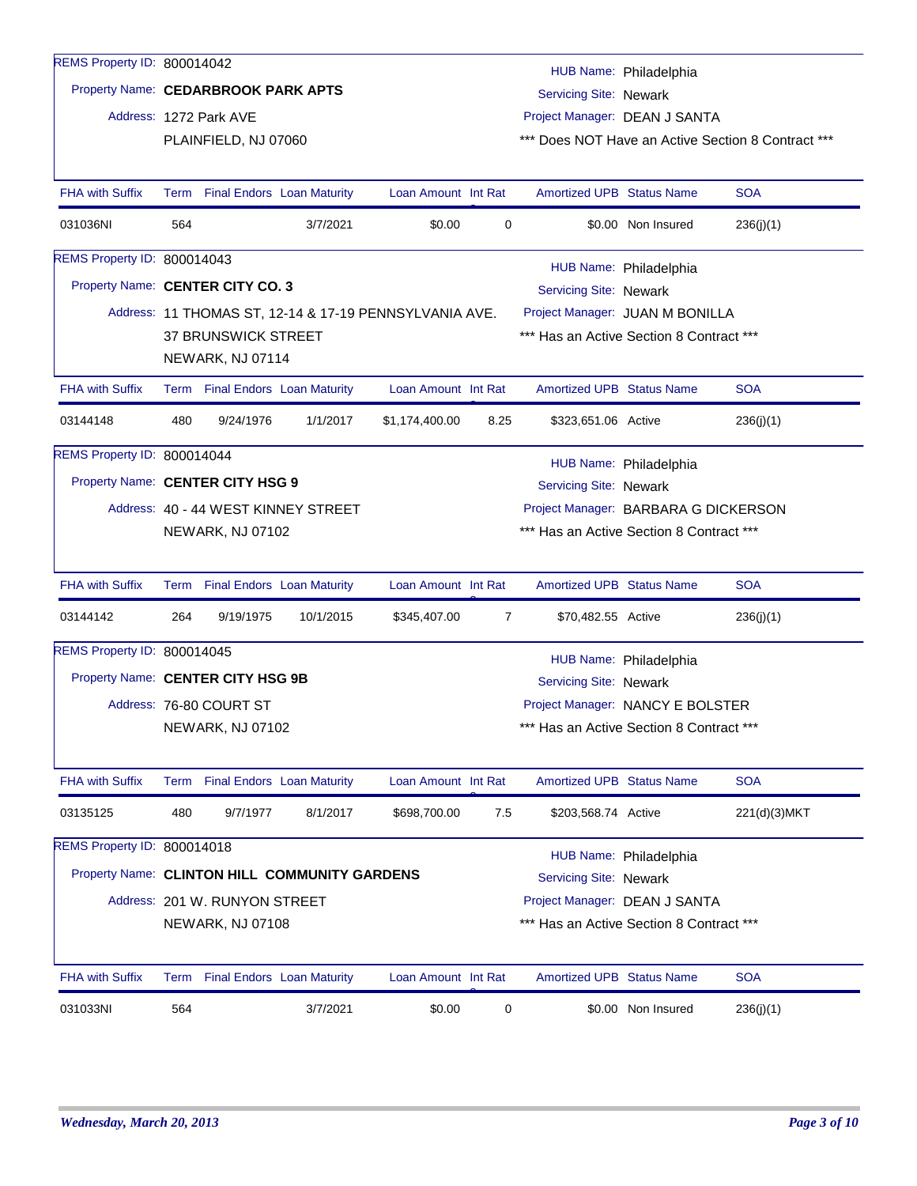REMS Property ID: 800014042

Property Name: **CEDARBROOK PARK APTS**

Address: 1272 Park AVE
PLAINFIELD, NJ 07060

HUB Name: Philadelphia
Servicing Site: Newark
Project Manager: DEAN J SANTA
*** Does NOT Have an Active Section 8 Contract ***

| FHA with Suffix | Term | Final Endors | Loan Maturity | Loan Amount | Int Rat | Amortized UPB | Status Name | SOA |
|---|---|---|---|---|---|---|---|---|
| 031036NI | 564 | | 3/7/2021 | $0.00 | 0 | $0.00 | Non Insured | 236(j)(1) |

REMS Property ID: 800014043

Property Name: **CENTER CITY CO. 3**

Address: 11 THOMAS ST, 12-14 & 17-19 PENNSYLVANIA AVE.
37 BRUNSWICK STREET
NEWARK, NJ 07114

HUB Name: Philadelphia
Servicing Site: Newark
Project Manager: JUAN M BONILLA
*** Has an Active Section 8 Contract ***

| FHA with Suffix | Term | Final Endors | Loan Maturity | Loan Amount | Int Rat | Amortized UPB | Status Name | SOA |
|---|---|---|---|---|---|---|---|---|
| 03144148 | 480 | 9/24/1976 | 1/1/2017 | $1,174,400.00 | 8.25 | $323,651.06 | Active | 236(j)(1) |

REMS Property ID: 800014044

Property Name: **CENTER CITY HSG 9**

Address: 40 - 44 WEST KINNEY STREET
NEWARK, NJ 07102

HUB Name: Philadelphia
Servicing Site: Newark
Project Manager: BARBARA G DICKERSON
*** Has an Active Section 8 Contract ***

| FHA with Suffix | Term | Final Endors | Loan Maturity | Loan Amount | Int Rat | Amortized UPB | Status Name | SOA |
|---|---|---|---|---|---|---|---|---|
| 03144142 | 264 | 9/19/1975 | 10/1/2015 | $345,407.00 | 7 | $70,482.55 | Active | 236(j)(1) |

REMS Property ID: 800014045

Property Name: **CENTER CITY HSG 9B**

Address: 76-80 COURT ST
NEWARK, NJ 07102

HUB Name: Philadelphia
Servicing Site: Newark
Project Manager: NANCY E BOLSTER
*** Has an Active Section 8 Contract ***

| FHA with Suffix | Term | Final Endors | Loan Maturity | Loan Amount | Int Rat | Amortized UPB | Status Name | SOA |
|---|---|---|---|---|---|---|---|---|
| 03135125 | 480 | 9/7/1977 | 8/1/2017 | $698,700.00 | 7.5 | $203,568.74 | Active | 221(d)(3)MKT |

REMS Property ID: 800014018

Property Name: **CLINTON HILL COMMUNITY GARDENS**

Address: 201 W. RUNYON STREET
NEWARK, NJ 07108

HUB Name: Philadelphia
Servicing Site: Newark
Project Manager: DEAN J SANTA
*** Has an Active Section 8 Contract ***

| FHA with Suffix | Term | Final Endors | Loan Maturity | Loan Amount | Int Rat | Amortized UPB | Status Name | SOA |
|---|---|---|---|---|---|---|---|---|
| 031033NI | 564 | | 3/7/2021 | $0.00 | 0 | $0.00 | Non Insured | 236(j)(1) |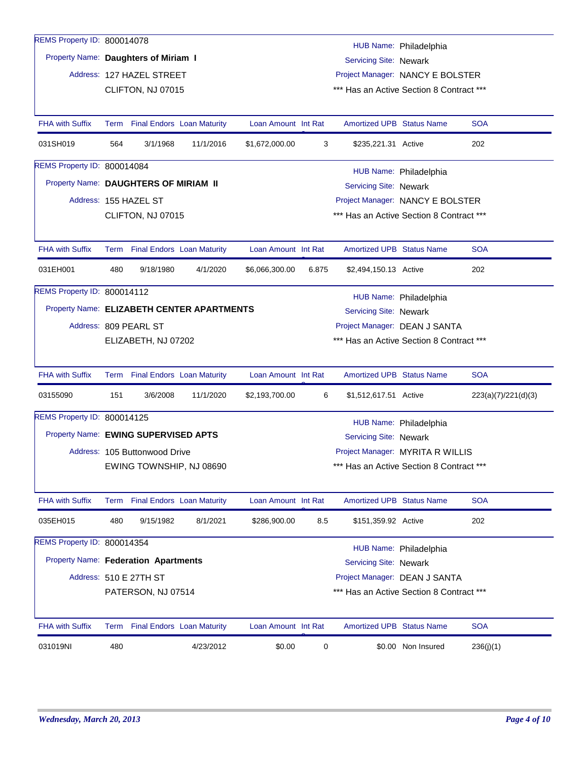REMS Property ID: 800014078

Property Name: **Daughters of Miriam I**

Address: 127 HAZEL STREET
CLIFTON, NJ 07015

HUB Name: Philadelphia
Servicing Site: Newark
Project Manager: NANCY E BOLSTER
*** Has an Active Section 8 Contract ***

| FHA with Suffix | Term | Final Endors | Loan Maturity | Loan Amount | Int Rat | Amortized UPB | Status Name | SOA |
|---|---|---|---|---|---|---|---|---|
| 031SH019 | 564 | 3/1/1968 | 11/1/2016 | $1,672,000.00 | 3 | $235,221.31 | Active | 202 |

REMS Property ID: 800014084

Property Name: **DAUGHTERS OF MIRIAM II**

Address: 155 HAZEL ST
CLIFTON, NJ 07015

HUB Name: Philadelphia
Servicing Site: Newark
Project Manager: NANCY E BOLSTER
*** Has an Active Section 8 Contract ***

| FHA with Suffix | Term | Final Endors | Loan Maturity | Loan Amount | Int Rat | Amortized UPB | Status Name | SOA |
|---|---|---|---|---|---|---|---|---|
| 031EH001 | 480 | 9/18/1980 | 4/1/2020 | $6,066,300.00 | 6.875 | $2,494,150.13 | Active | 202 |

REMS Property ID: 800014112

Property Name: **ELIZABETH CENTER APARTMENTS**

Address: 809 PEARL ST
ELIZABETH, NJ 07202

HUB Name: Philadelphia
Servicing Site: Newark
Project Manager: DEAN J SANTA
*** Has an Active Section 8 Contract ***

| FHA with Suffix | Term | Final Endors | Loan Maturity | Loan Amount | Int Rat | Amortized UPB | Status Name | SOA |
|---|---|---|---|---|---|---|---|---|
| 03155090 | 151 | 3/6/2008 | 11/1/2020 | $2,193,700.00 | 6 | $1,512,617.51 | Active | 223(a)(7)/221(d)(3) |

REMS Property ID: 800014125

Property Name: **EWING SUPERVISED APTS**

Address: 105 Buttonwood Drive
EWING TOWNSHIP, NJ 08690

HUB Name: Philadelphia
Servicing Site: Newark
Project Manager: MYRITA R WILLIS
*** Has an Active Section 8 Contract ***

| FHA with Suffix | Term | Final Endors | Loan Maturity | Loan Amount | Int Rat | Amortized UPB | Status Name | SOA |
|---|---|---|---|---|---|---|---|---|
| 035EH015 | 480 | 9/15/1982 | 8/1/2021 | $286,900.00 | 8.5 | $151,359.92 | Active | 202 |

REMS Property ID: 800014354

Property Name: **Federation Apartments**

Address: 510 E 27TH ST
PATERSON, NJ 07514

HUB Name: Philadelphia
Servicing Site: Newark
Project Manager: DEAN J SANTA
*** Has an Active Section 8 Contract ***

| FHA with Suffix | Term | Final Endors | Loan Maturity | Loan Amount | Int Rat | Amortized UPB | Status Name | SOA |
|---|---|---|---|---|---|---|---|---|
| 031019NI | 480 | | 4/23/2012 | $0.00 | 0 | $0.00 | Non Insured | 236(j)(1) |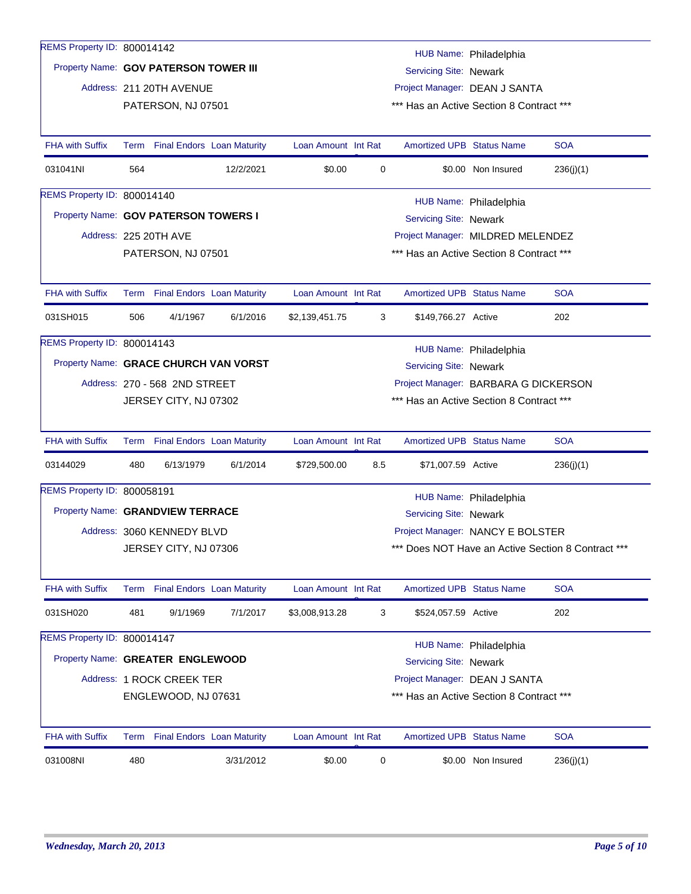REMS Property ID: 800014142

Property Name: **GOV PATERSON TOWER III**

Address: 211 20TH AVENUE

PATERSON, NJ 07501

HUB Name: Philadelphia

Servicing Site: Newark

Project Manager: DEAN J SANTA

\*\*\* Has an Active Section 8 Contract \*\*\*

| FHA with Suffix | Term | Final Endors | Loan Maturity | Loan Amount | Int Rate | Amortized UPB | Status Name | SOA |
|---|---|---|---|---|---|---|---|---|
| 031041NI | 564 | | 12/2/2021 | $0.00 | 0 | $0.00 | Non Insured | 236(j)(1) |

REMS Property ID: 800014140

Property Name: **GOV PATERSON TOWERS I**

Address: 225 20TH AVE

PATERSON, NJ 07501

HUB Name: Philadelphia

Servicing Site: Newark

Project Manager: MILDRED MELENDEZ

\*\*\* Has an Active Section 8 Contract \*\*\*

| FHA with Suffix | Term | Final Endors | Loan Maturity | Loan Amount | Int Rate | Amortized UPB | Status Name | SOA |
|---|---|---|---|---|---|---|---|---|
| 031SH015 | 506 | 4/1/1967 | 6/1/2016 | $2,139,451.75 | 3 | $149,766.27 | Active | 202 |

REMS Property ID: 800014143

Property Name: **GRACE CHURCH VAN VORST**

Address: 270 - 568 2ND STREET

JERSEY CITY, NJ 07302

HUB Name: Philadelphia

Servicing Site: Newark

Project Manager: BARBARA G DICKERSON

\*\*\* Has an Active Section 8 Contract \*\*\*

| FHA with Suffix | Term | Final Endors | Loan Maturity | Loan Amount | Int Rate | Amortized UPB | Status Name | SOA |
|---|---|---|---|---|---|---|---|---|
| 03144029 | 480 | 6/13/1979 | 6/1/2014 | $729,500.00 | 8.5 | $71,007.59 | Active | 236(j)(1) |

REMS Property ID: 800058191

Property Name: **GRANDVIEW TERRACE**

Address: 3060 KENNEDY BLVD

JERSEY CITY, NJ 07306

HUB Name: Philadelphia

Servicing Site: Newark

Project Manager: NANCY E BOLSTER

\*\*\* Does NOT Have an Active Section 8 Contract \*\*\*

| FHA with Suffix | Term | Final Endors | Loan Maturity | Loan Amount | Int Rate | Amortized UPB | Status Name | SOA |
|---|---|---|---|---|---|---|---|---|
| 031SH020 | 481 | 9/1/1969 | 7/1/2017 | $3,008,913.28 | 3 | $524,057.59 | Active | 202 |

REMS Property ID: 800014147

Property Name: **GREATER ENGLEWOOD**

Address: 1 ROCK CREEK TER

ENGLEWOOD, NJ 07631

HUB Name: Philadelphia

Servicing Site: Newark

Project Manager: DEAN J SANTA

\*\*\* Has an Active Section 8 Contract \*\*\*

| FHA with Suffix | Term | Final Endors | Loan Maturity | Loan Amount | Int Rate | Amortized UPB | Status Name | SOA |
|---|---|---|---|---|---|---|---|---|
| 031008NI | 480 | | 3/31/2012 | $0.00 | 0 | $0.00 | Non Insured | 236(j)(1) |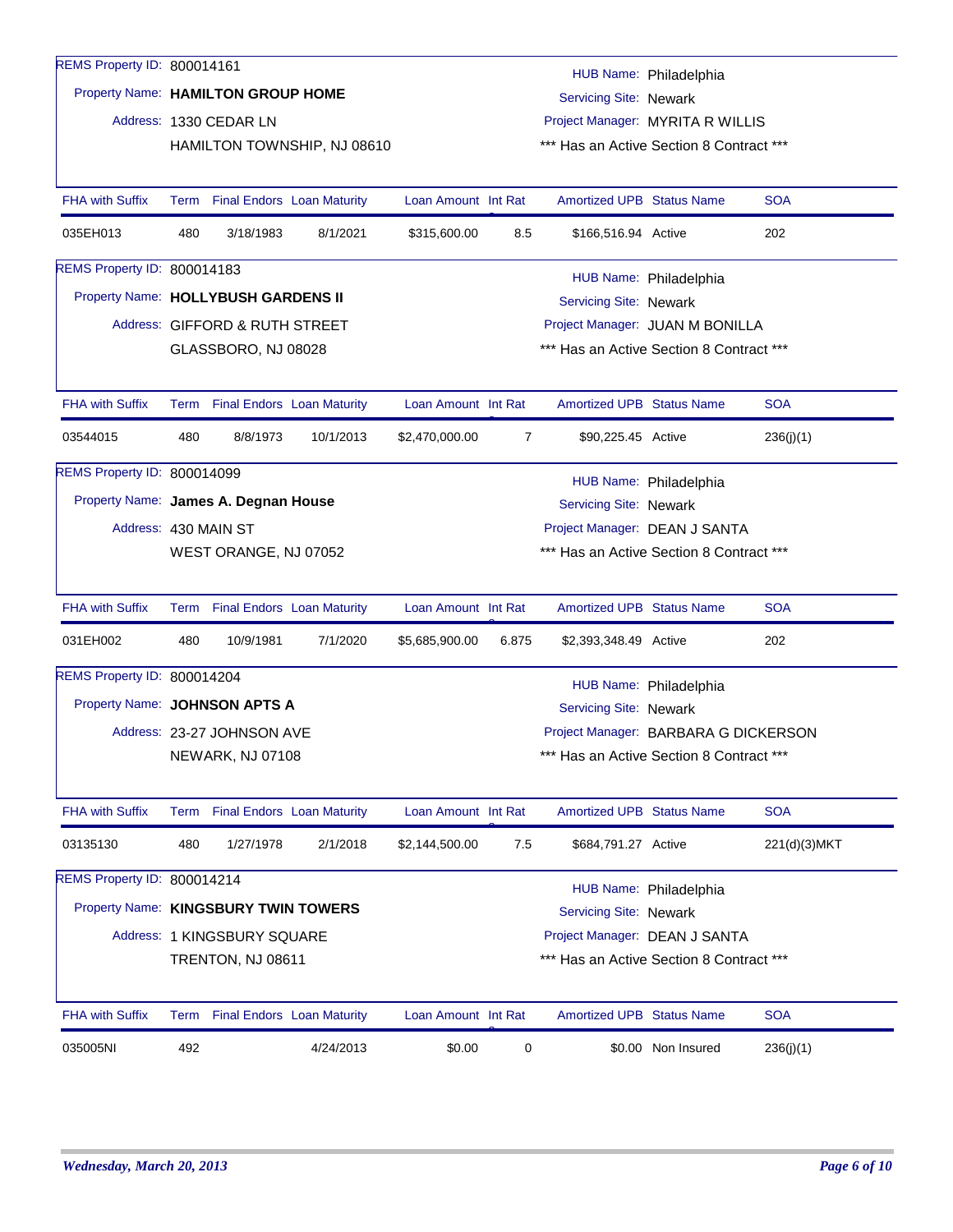REMS Property ID: 800014161

Property Name: **HAMILTON GROUP HOME**

Address: 1330 CEDAR LN
HAMILTON TOWNSHIP, NJ 08610

HUB Name: Philadelphia
Servicing Site: Newark
Project Manager: MYRITA R WILLIS
*** Has an Active Section 8 Contract ***

| FHA with Suffix | Term | Final Endors | Loan Maturity | Loan Amount | Int Rat | Amortized UPB | Status Name | SOA |
|---|---|---|---|---|---|---|---|---|
| 035EH013 | 480 | 3/18/1983 | 8/1/2021 | $315,600.00 | 8.5 | $166,516.94 | Active | 202 |

REMS Property ID: 800014183

Property Name: **HOLLYBUSH GARDENS II**

Address: GIFFORD & RUTH STREET
GLASSBORO, NJ 08028

HUB Name: Philadelphia
Servicing Site: Newark
Project Manager: JUAN M BONILLA
*** Has an Active Section 8 Contract ***

| FHA with Suffix | Term | Final Endors | Loan Maturity | Loan Amount | Int Rat | Amortized UPB | Status Name | SOA |
|---|---|---|---|---|---|---|---|---|
| 03544015 | 480 | 8/8/1973 | 10/1/2013 | $2,470,000.00 | 7 | $90,225.45 | Active | 236(j)(1) |

REMS Property ID: 800014099

Property Name: **James A. Degnan House**

Address: 430 MAIN ST
WEST ORANGE, NJ 07052

HUB Name: Philadelphia
Servicing Site: Newark
Project Manager: DEAN J SANTA
*** Has an Active Section 8 Contract ***

| FHA with Suffix | Term | Final Endors | Loan Maturity | Loan Amount | Int Rat | Amortized UPB | Status Name | SOA |
|---|---|---|---|---|---|---|---|---|
| 031EH002 | 480 | 10/9/1981 | 7/1/2020 | $5,685,900.00 | 6.875 | $2,393,348.49 | Active | 202 |

REMS Property ID: 800014204

Property Name: **JOHNSON APTS A**

Address: 23-27 JOHNSON AVE
NEWARK, NJ 07108

HUB Name: Philadelphia
Servicing Site: Newark
Project Manager: BARBARA G DICKERSON
*** Has an Active Section 8 Contract ***

| FHA with Suffix | Term | Final Endors | Loan Maturity | Loan Amount | Int Rat | Amortized UPB | Status Name | SOA |
|---|---|---|---|---|---|---|---|---|
| 03135130 | 480 | 1/27/1978 | 2/1/2018 | $2,144,500.00 | 7.5 | $684,791.27 | Active | 221(d)(3)MKT |

REMS Property ID: 800014214

Property Name: **KINGSBURY TWIN TOWERS**

Address: 1 KINGSBURY SQUARE
TRENTON, NJ 08611

HUB Name: Philadelphia
Servicing Site: Newark
Project Manager: DEAN J SANTA
*** Has an Active Section 8 Contract ***

| FHA with Suffix | Term | Final Endors | Loan Maturity | Loan Amount | Int Rat | Amortized UPB | Status Name | SOA |
|---|---|---|---|---|---|---|---|---|
| 035005NI | 492 | | 4/24/2013 | $0.00 | 0 | $0.00 | Non Insured | 236(j)(1) |

*Wednesday, March 20, 2013*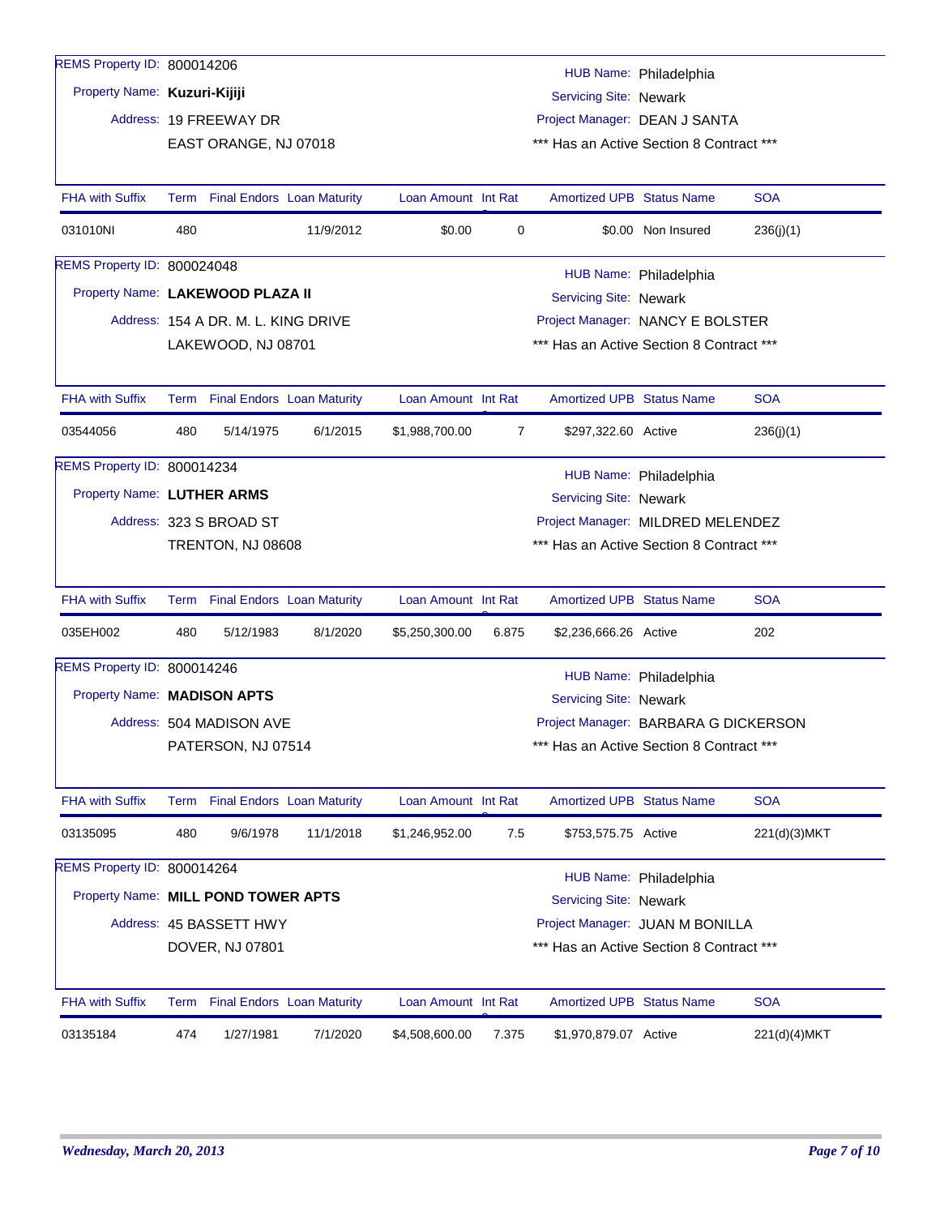REMS Property ID: 800014206
Property Name: **Kuzuri-Kijiji**
Address: 19 FREEWAY DR
EAST ORANGE, NJ 07018

HUB Name: Philadelphia
Servicing Site: Newark
Project Manager: DEAN J SANTA
*** Has an Active Section 8 Contract ***

| FHA with Suffix | Term | Final Endors | Loan Maturity | Loan Amount | Int Rate | Amortized UPB | Status Name | SOA |
|---|---|---|---|---|---|---|---|---|
| 031010NI | 480 | | 11/9/2012 | $0.00 | 0 | $0.00 | Non Insured | 236(j)(1) |

REMS Property ID: 800024048
Property Name: **LAKEWOOD PLAZA II**
Address: 154 A DR. M. L. KING DRIVE
LAKEWOOD, NJ 08701

HUB Name: Philadelphia
Servicing Site: Newark
Project Manager: NANCY E BOLSTER
*** Has an Active Section 8 Contract ***

| FHA with Suffix | Term | Final Endors | Loan Maturity | Loan Amount | Int Rate | Amortized UPB | Status Name | SOA |
|---|---|---|---|---|---|---|---|---|
| 03544056 | 480 | 5/14/1975 | 6/1/2015 | $1,988,700.00 | 7 | $297,322.60 | Active | 236(j)(1) |

REMS Property ID: 800014234
Property Name: **LUTHER ARMS**
Address: 323 S BROAD ST
TRENTON, NJ 08608

HUB Name: Philadelphia
Servicing Site: Newark
Project Manager: MILDRED MELENDEZ
*** Has an Active Section 8 Contract ***

| FHA with Suffix | Term | Final Endors | Loan Maturity | Loan Amount | Int Rate | Amortized UPB | Status Name | SOA |
|---|---|---|---|---|---|---|---|---|
| 035EH002 | 480 | 5/12/1983 | 8/1/2020 | $5,250,300.00 | 6.875 | $2,236,666.26 | Active | 202 |

REMS Property ID: 800014246
Property Name: **MADISON APTS**
Address: 504 MADISON AVE
PATERSON, NJ 07514

HUB Name: Philadelphia
Servicing Site: Newark
Project Manager: BARBARA G DICKERSON
*** Has an Active Section 8 Contract ***

| FHA with Suffix | Term | Final Endors | Loan Maturity | Loan Amount | Int Rate | Amortized UPB | Status Name | SOA |
|---|---|---|---|---|---|---|---|---|
| 03135095 | 480 | 9/6/1978 | 11/1/2018 | $1,246,952.00 | 7.5 | $753,575.75 | Active | 221(d)(3)MKT |

REMS Property ID: 800014264
Property Name: **MILL POND TOWER APTS**
Address: 45 BASSETT HWY
DOVER, NJ 07801

HUB Name: Philadelphia
Servicing Site: Newark
Project Manager: JUAN M BONILLA
*** Has an Active Section 8 Contract ***

| FHA with Suffix | Term | Final Endors | Loan Maturity | Loan Amount | Int Rate | Amortized UPB | Status Name | SOA |
|---|---|---|---|---|---|---|---|---|
| 03135184 | 474 | 1/27/1981 | 7/1/2020 | $4,508,600.00 | 7.375 | $1,970,879.07 | Active | 221(d)(4)MKT |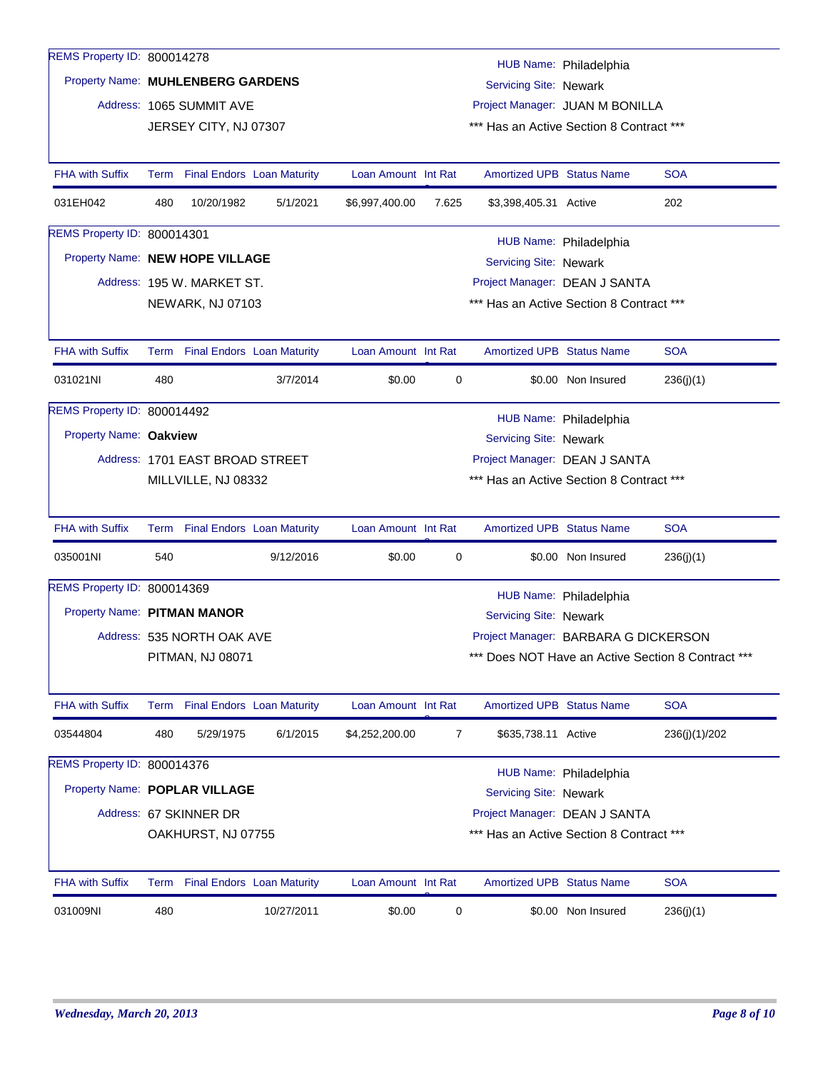REMS Property ID: 800014278

Property Name: **MUHLENBERG GARDENS**

Address: 1065 SUMMIT AVE
JERSEY CITY, NJ 07307

HUB Name: Philadelphia
Servicing Site: Newark
Project Manager: JUAN M BONILLA
*** Has an Active Section 8 Contract ***

| FHA with Suffix | Term | Final Endors | Loan Maturity | Loan Amount | Int Rat | Amortized UPB | Status Name | SOA |
|---|---|---|---|---|---|---|---|---|
| 031EH042 | 480 | 10/20/1982 | 5/1/2021 | $6,997,400.00 | 7.625 | $3,398,405.31 | Active | 202 |

REMS Property ID: 800014301

Property Name: **NEW HOPE VILLAGE**

Address: 195 W. MARKET ST.
NEWARK, NJ 07103

HUB Name: Philadelphia
Servicing Site: Newark
Project Manager: DEAN J SANTA
*** Has an Active Section 8 Contract ***

| FHA with Suffix | Term | Final Endors | Loan Maturity | Loan Amount | Int Rat | Amortized UPB | Status Name | SOA |
|---|---|---|---|---|---|---|---|---|
| 031021NI | 480 | | 3/7/2014 | $0.00 | 0 | $0.00 | Non Insured | 236(j)(1) |

REMS Property ID: 800014492

Property Name: **Oakview**

Address: 1701 EAST BROAD STREET
MILLVILLE, NJ 08332

HUB Name: Philadelphia
Servicing Site: Newark
Project Manager: DEAN J SANTA
*** Has an Active Section 8 Contract ***

| FHA with Suffix | Term | Final Endors | Loan Maturity | Loan Amount | Int Rat | Amortized UPB | Status Name | SOA |
|---|---|---|---|---|---|---|---|---|
| 035001NI | 540 | | 9/12/2016 | $0.00 | 0 | $0.00 | Non Insured | 236(j)(1) |

REMS Property ID: 800014369

Property Name: **PITMAN MANOR**

Address: 535 NORTH OAK AVE
PITMAN, NJ 08071

HUB Name: Philadelphia
Servicing Site: Newark
Project Manager: BARBARA G DICKERSON
*** Does NOT Have an Active Section 8 Contract ***

| FHA with Suffix | Term | Final Endors | Loan Maturity | Loan Amount | Int Rat | Amortized UPB | Status Name | SOA |
|---|---|---|---|---|---|---|---|---|
| 03544804 | 480 | 5/29/1975 | 6/1/2015 | $4,252,200.00 | 7 | $635,738.11 | Active | 236(j)(1)/202 |

REMS Property ID: 800014376

Property Name: **POPLAR VILLAGE**

Address: 67 SKINNER DR
OAKHURST, NJ 07755

HUB Name: Philadelphia
Servicing Site: Newark
Project Manager: DEAN J SANTA
*** Has an Active Section 8 Contract ***

| FHA with Suffix | Term | Final Endors | Loan Maturity | Loan Amount | Int Rat | Amortized UPB | Status Name | SOA |
|---|---|---|---|---|---|---|---|---|
| 031009NI | 480 | | 10/27/2011 | $0.00 | 0 | $0.00 | Non Insured | 236(j)(1) |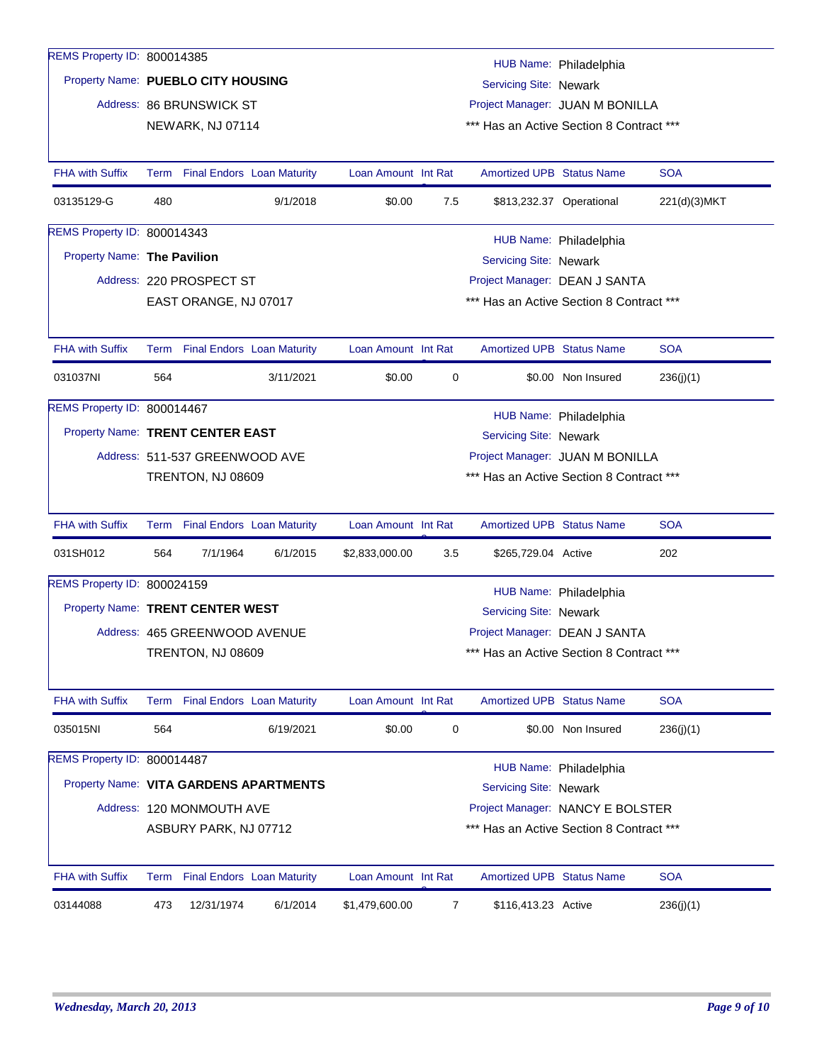REMS Property ID: 800014385

Property Name: **PUEBLO CITY HOUSING**

Address: 86 BRUNSWICK ST
NEWARK, NJ 07114

HUB Name: Philadelphia
Servicing Site: Newark
Project Manager: JUAN M BONILLA
*** Has an Active Section 8 Contract ***

| FHA with Suffix | Term | Final Endors | Loan Maturity | Loan Amount | Int Rate | Amortized UPB | Status Name | SOA |
|---|---|---|---|---|---|---|---|---|
| 03135129-G | 480 | | 9/1/2018 | $0.00 | 7.5 | $813,232.37 | Operational | 221(d)(3)MKT |

REMS Property ID: 800014343

Property Name: **The Pavilion**

Address: 220 PROSPECT ST
EAST ORANGE, NJ 07017

HUB Name: Philadelphia
Servicing Site: Newark
Project Manager: DEAN J SANTA
*** Has an Active Section 8 Contract ***

| FHA with Suffix | Term | Final Endors | Loan Maturity | Loan Amount | Int Rate | Amortized UPB | Status Name | SOA |
|---|---|---|---|---|---|---|---|---|
| 031037NI | 564 | | 3/11/2021 | $0.00 | 0 | $0.00 | Non Insured | 236(j)(1) |

REMS Property ID: 800014467

Property Name: **TRENT CENTER EAST**

Address: 511-537 GREENWOOD AVE
TRENTON, NJ 08609

HUB Name: Philadelphia
Servicing Site: Newark
Project Manager: JUAN M BONILLA
*** Has an Active Section 8 Contract ***

| FHA with Suffix | Term | Final Endors | Loan Maturity | Loan Amount | Int Rate | Amortized UPB | Status Name | SOA |
|---|---|---|---|---|---|---|---|---|
| 031SH012 | 564 | 7/1/1964 | 6/1/2015 | $2,833,000.00 | 3.5 | $265,729.04 | Active | 202 |

REMS Property ID: 800024159

Property Name: **TRENT CENTER WEST**

Address: 465 GREENWOOD AVENUE
TRENTON, NJ 08609

HUB Name: Philadelphia
Servicing Site: Newark
Project Manager: DEAN J SANTA
*** Has an Active Section 8 Contract ***

| FHA with Suffix | Term | Final Endors | Loan Maturity | Loan Amount | Int Rate | Amortized UPB | Status Name | SOA |
|---|---|---|---|---|---|---|---|---|
| 035015NI | 564 | | 6/19/2021 | $0.00 | 0 | $0.00 | Non Insured | 236(j)(1) |

REMS Property ID: 800014487

Property Name: **VITA GARDENS APARTMENTS**

Address: 120 MONMOUTH AVE
ASBURY PARK, NJ 07712

HUB Name: Philadelphia
Servicing Site: Newark
Project Manager: NANCY E BOLSTER
*** Has an Active Section 8 Contract ***

| FHA with Suffix | Term | Final Endors | Loan Maturity | Loan Amount | Int Rate | Amortized UPB | Status Name | SOA |
|---|---|---|---|---|---|---|---|---|
| 03144088 | 473 | 12/31/1974 | 6/1/2014 | $1,479,600.00 | 7 | $116,413.23 | Active | 236(j)(1) |

*Wednesday, March 20, 2013*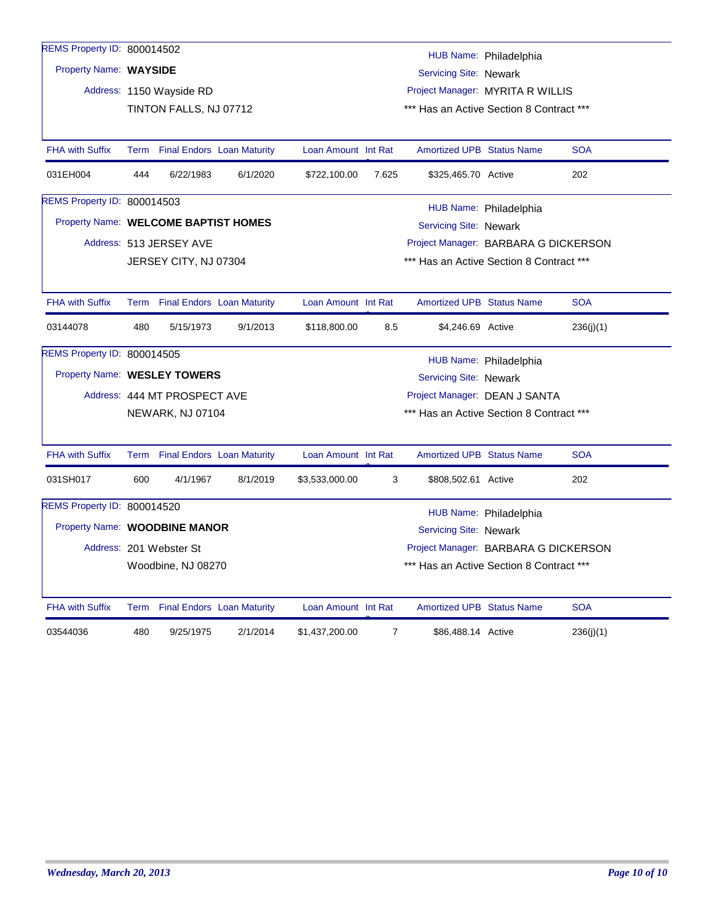REMS Property ID: 800014502

Property Name: **WAYSIDE**

Address: 1150 Wayside RD
TINTON FALLS, NJ 07712

HUB Name: Philadelphia
Servicing Site: Newark
Project Manager: MYRITA R WILLIS
*** Has an Active Section 8 Contract ***

| FHA with Suffix | Term | Final Endors | Loan Maturity | Loan Amount | Int Rate | Amortized UPB | Status Name | SOA |
|---|---|---|---|---|---|---|---|---|
| 031EH004 | 444 | 6/22/1983 | 6/1/2020 | $722,100.00 | 7.625 | $325,465.70 | Active | 202 |

REMS Property ID: 800014503

Property Name: **WELCOME BAPTIST HOMES**

Address: 513 JERSEY AVE
JERSEY CITY, NJ 07304

HUB Name: Philadelphia
Servicing Site: Newark
Project Manager: BARBARA G DICKERSON
*** Has an Active Section 8 Contract ***

| FHA with Suffix | Term | Final Endors | Loan Maturity | Loan Amount | Int Rate | Amortized UPB | Status Name | SOA |
|---|---|---|---|---|---|---|---|---|
| 03144078 | 480 | 5/15/1973 | 9/1/2013 | $118,800.00 | 8.5 | $4,246.69 | Active | 236(j)(1) |

REMS Property ID: 800014505

Property Name: **WESLEY TOWERS**

Address: 444 MT PROSPECT AVE
NEWARK, NJ 07104

HUB Name: Philadelphia
Servicing Site: Newark
Project Manager: DEAN J SANTA
*** Has an Active Section 8 Contract ***

| FHA with Suffix | Term | Final Endors | Loan Maturity | Loan Amount | Int Rate | Amortized UPB | Status Name | SOA |
|---|---|---|---|---|---|---|---|---|
| 031SH017 | 600 | 4/1/1967 | 8/1/2019 | $3,533,000.00 | 3 | $808,502.61 | Active | 202 |

REMS Property ID: 800014520

Property Name: **WOODBINE MANOR**

Address: 201 Webster St
Woodbine, NJ 08270

HUB Name: Philadelphia
Servicing Site: Newark
Project Manager: BARBARA G DICKERSON
*** Has an Active Section 8 Contract ***

| FHA with Suffix | Term | Final Endors | Loan Maturity | Loan Amount | Int Rate | Amortized UPB | Status Name | SOA |
|---|---|---|---|---|---|---|---|---|
| 03544036 | 480 | 9/25/1975 | 2/1/2014 | $1,437,200.00 | 7 | $86,488.14 | Active | 236(j)(1) |